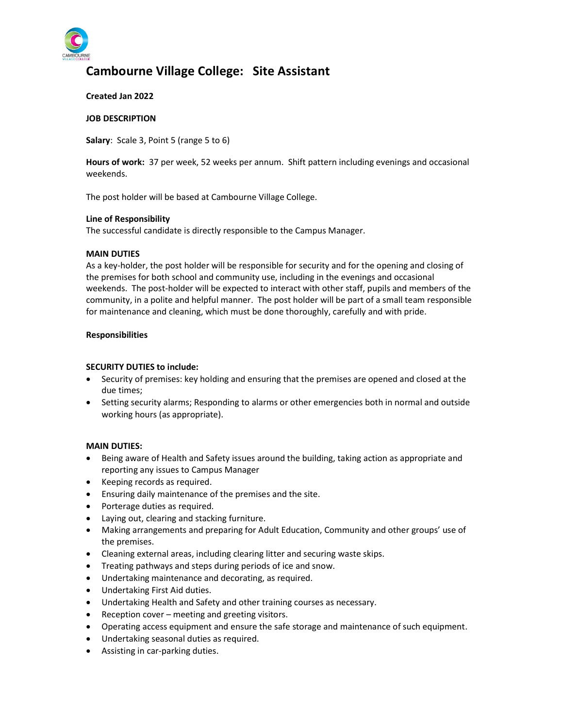# Cambourne Village College: Site Assistant

**Created Jan 2022**

**JOB DESCRIPTION**

**Salary**: Scale 3, Point 5 (range 5 to 6)

**Hours of work:** 37 per week, 52 weeks per annum. Shift pattern including evenings and occasional weekends.

The post holder will be based at Cambourne Village College.

**Line of Responsibility**

The successful candidate is directly responsible to the Campus Manager.

**MAIN DUTIES**

As a key-holder, the post holder will be responsible for security and for the opening and closing of the premises for both school and community use, including in the evenings and occasional weekends. The post-holder will be expected to interact with other staff, pupils and members of the community, in a polite and helpful manner. The post holder will be part of a small team responsible for maintenance and cleaning, which must be done thoroughly, carefully and with pride.

**Responsibilities**

**SECURITY DUTIES to include:**

- Security of premises: key holding and ensuring that the premises are opened and closed at the due times;
- Setting security alarms; Responding to alarms or other emergencies both in normal and outside working hours (as appropriate).

**MAIN DUTIES:**

- Being aware of Health and Safety issues around the building, taking action as appropriate and reporting any issues to Campus Manager
- Keeping records as required.
- Ensuring daily maintenance of the premises and the site.
- Porterage duties as required.
- Laying out, clearing and stacking furniture.
- Making arrangements and preparing for Adult Education, Community and other groups' use of the premises.
- Cleaning external areas, including clearing litter and securing waste skips.
- Treating pathways and steps during periods of ice and snow.
- Undertaking maintenance and decorating, as required.
- Undertaking First Aid duties.
- Undertaking Health and Safety and other training courses as necessary.
- Reception cover – meeting and greeting visitors.
- Operating access equipment and ensure the safe storage and maintenance of such equipment.
- Undertaking seasonal duties as required.
- Assisting in car-parking duties.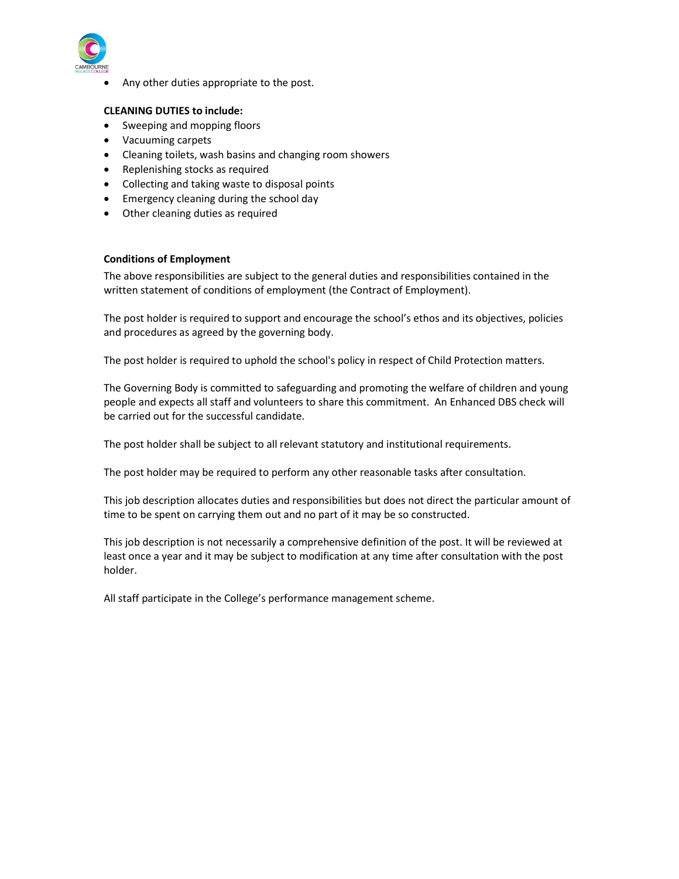- Any other duties appropriate to the post.

**CLEANING DUTIES to include:**

- Sweeping and mopping floors
- Vacuuming carpets
- Cleaning toilets, wash basins and changing room showers
- Replenishing stocks as required
- Collecting and taking waste to disposal points
- Emergency cleaning during the school day
- Other cleaning duties as required

**Conditions of Employment**

The above responsibilities are subject to the general duties and responsibilities contained in the written statement of conditions of employment (the Contract of Employment).

The post holder is required to support and encourage the school's ethos and its objectives, policies and procedures as agreed by the governing body.

The post holder is required to uphold the school's policy in respect of Child Protection matters.

The Governing Body is committed to safeguarding and promoting the welfare of children and young people and expects all staff and volunteers to share this commitment. An Enhanced DBS check will be carried out for the successful candidate.

The post holder shall be subject to all relevant statutory and institutional requirements.

The post holder may be required to perform any other reasonable tasks after consultation.

This job description allocates duties and responsibilities but does not direct the particular amount of time to be spent on carrying them out and no part of it may be so constructed.

This job description is not necessarily a comprehensive definition of the post. It will be reviewed at least once a year and it may be subject to modification at any time after consultation with the post holder.

All staff participate in the College's performance management scheme.